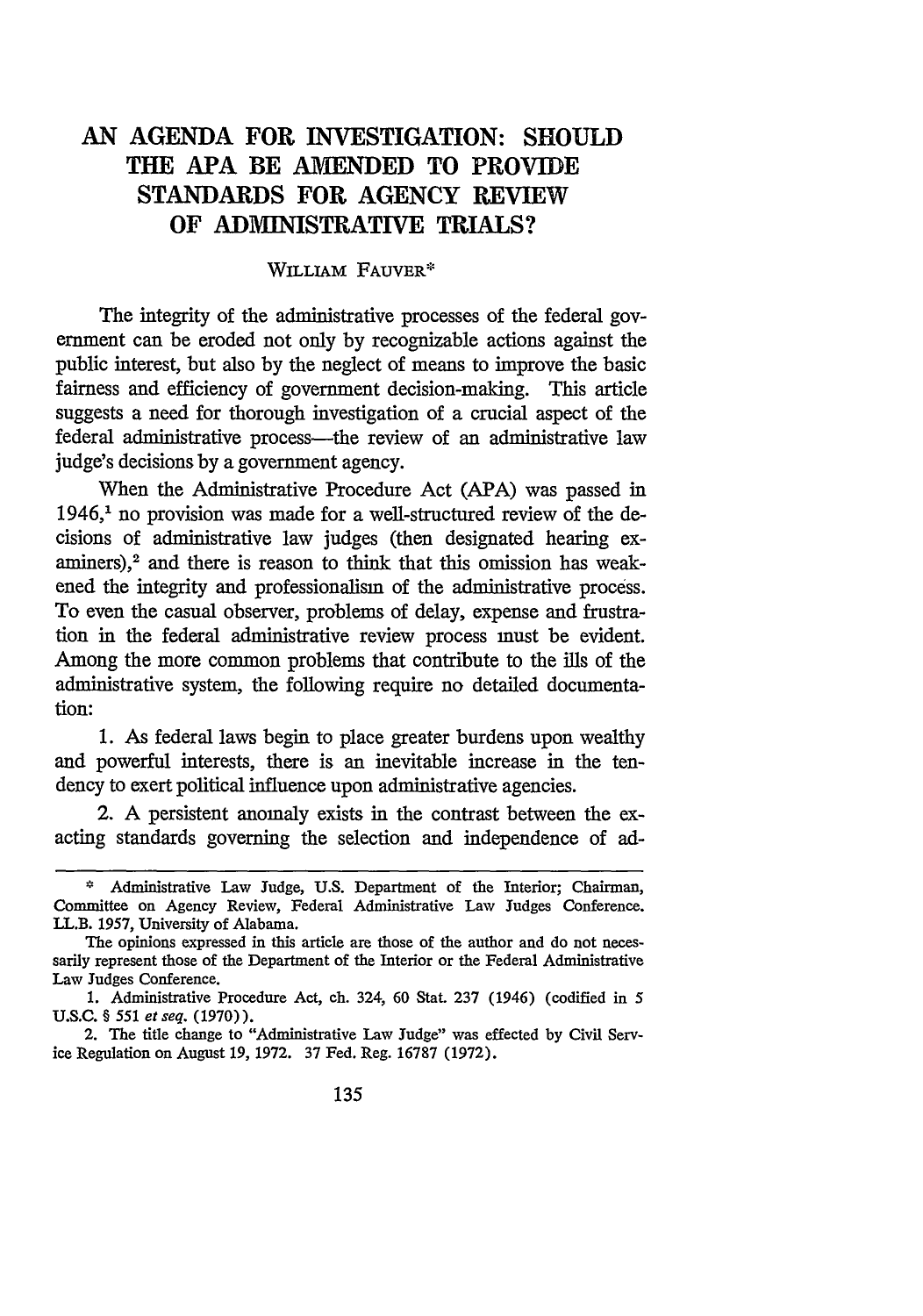# AN AGENDA FOR INVESTIGATION: SHOULD THE APA BE AMENDED TO PROVIDE STANDARDS FOR AGENCY REVIEW OF ADMINISTRATIVE TRIALS?

WILLIAM FAUVER*

The integrity of the administrative processes of the federal government can be eroded not only by recognizable actions against the public interest, but also by the neglect of means to improve the basic fairness and efficiency of government decision-making. This article suggests a need for thorough investigation of a crucial aspect of the federal administrative process—the review of an administrative law judge's decisions by a government agency.

When the Administrative Procedure Act (APA) was passed in 1946,[1] no provision was made for a well-structured review of the decisions of administrative law judges (then designated hearing examiners),[2] and there is reason to think that this omission has weakened the integrity and professionalism of the administrative process. To even the casual observer, problems of delay, expense and frustration in the federal administrative review process must be evident. Among the more common problems that contribute to the ills of the administrative system, the following require no detailed documentation:

1. As federal laws begin to place greater burdens upon wealthy and powerful interests, there is an inevitable increase in the tendency to exert political influence upon administrative agencies.

2. A persistent anomaly exists in the contrast between the exacting standards governing the selection and independence of ad-

---

\* Administrative Law Judge, U.S. Department of the Interior; Chairman, Committee on Agency Review, Federal Administrative Law Judges Conference. LL.B. 1957, University of Alabama.

The opinions expressed in this article are those of the author and do not necessarily represent those of the Department of the Interior or the Federal Administrative Law Judges Conference.

1. Administrative Procedure Act, ch. 324, 60 Stat. 237 (1946) (codified in 5 U.S.C. § 551 *et seq.* (1970)).

2. The title change to "Administrative Law Judge" was effected by Civil Service Regulation on August 19, 1972. 37 Fed. Reg. 16787 (1972).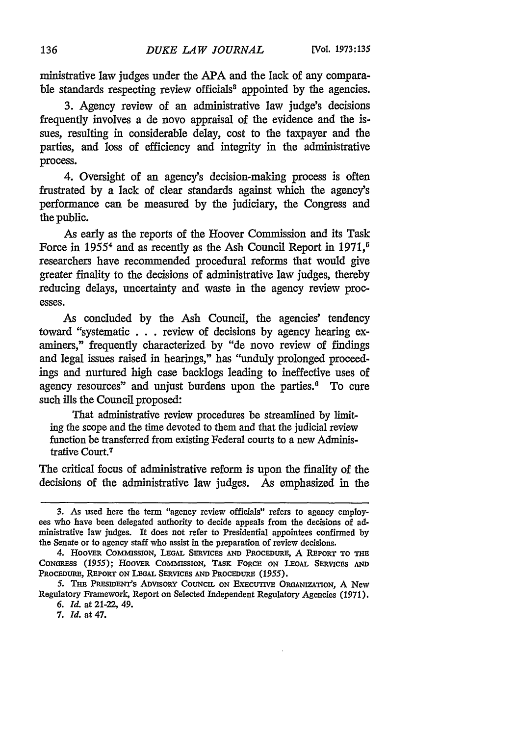ministrative law judges under the APA and the lack of any comparable standards respecting review officials[3] appointed by the agencies.

3. Agency review of an administrative law judge's decisions frequently involves a de novo appraisal of the evidence and the issues, resulting in considerable delay, cost to the taxpayer and the parties, and loss of efficiency and integrity in the administrative process.

4. Oversight of an agency's decision-making process is often frustrated by a lack of clear standards against which the agency's performance can be measured by the judiciary, the Congress and the public.

As early as the reports of the Hoover Commission and its Task Force in 1955[4] and as recently as the Ash Council Report in 1971,[5] researchers have recommended procedural reforms that would give greater finality to the decisions of administrative law judges, thereby reducing delays, uncertainty and waste in the agency review processes.

As concluded by the Ash Council, the agencies' tendency toward "systematic . . . review of decisions by agency hearing examiners," frequently characterized by "de novo review of findings and legal issues raised in hearings," has "unduly prolonged proceedings and nurtured high case backlogs leading to ineffective uses of agency resources" and unjust burdens upon the parties.[6] To cure such ills the Council proposed:

> That administrative review procedures be streamlined by limiting the scope and the time devoted to them and that the judicial review function be transferred from existing Federal courts to a new Administrative Court.[7]

The critical focus of administrative reform is upon the finality of the decisions of the administrative law judges. As emphasized in the

---

3. As used here the term "agency review officials" refers to agency employees who have been delegated authority to decide appeals from the decisions of administrative law judges. It does not refer to Presidential appointees confirmed by the Senate or to agency staff who assist in the preparation of review decisions.

4. HOOVER COMMISSION, LEGAL SERVICES AND PROCEDURE, A REPORT TO THE CONGRESS (1955); HOOVER COMMISSION, TASK FORCE ON LEGAL SERVICES AND PROCEDURE, REPORT ON LEGAL SERVICES AND PROCEDURE (1955).

5. THE PRESIDENT'S ADVISORY COUNCIL ON EXECUTIVE ORGANIZATION, A New Regulatory Framework, Report on Selected Independent Regulatory Agencies (1971).

6. *Id.* at 21-22, 49.

7. *Id.* at 47.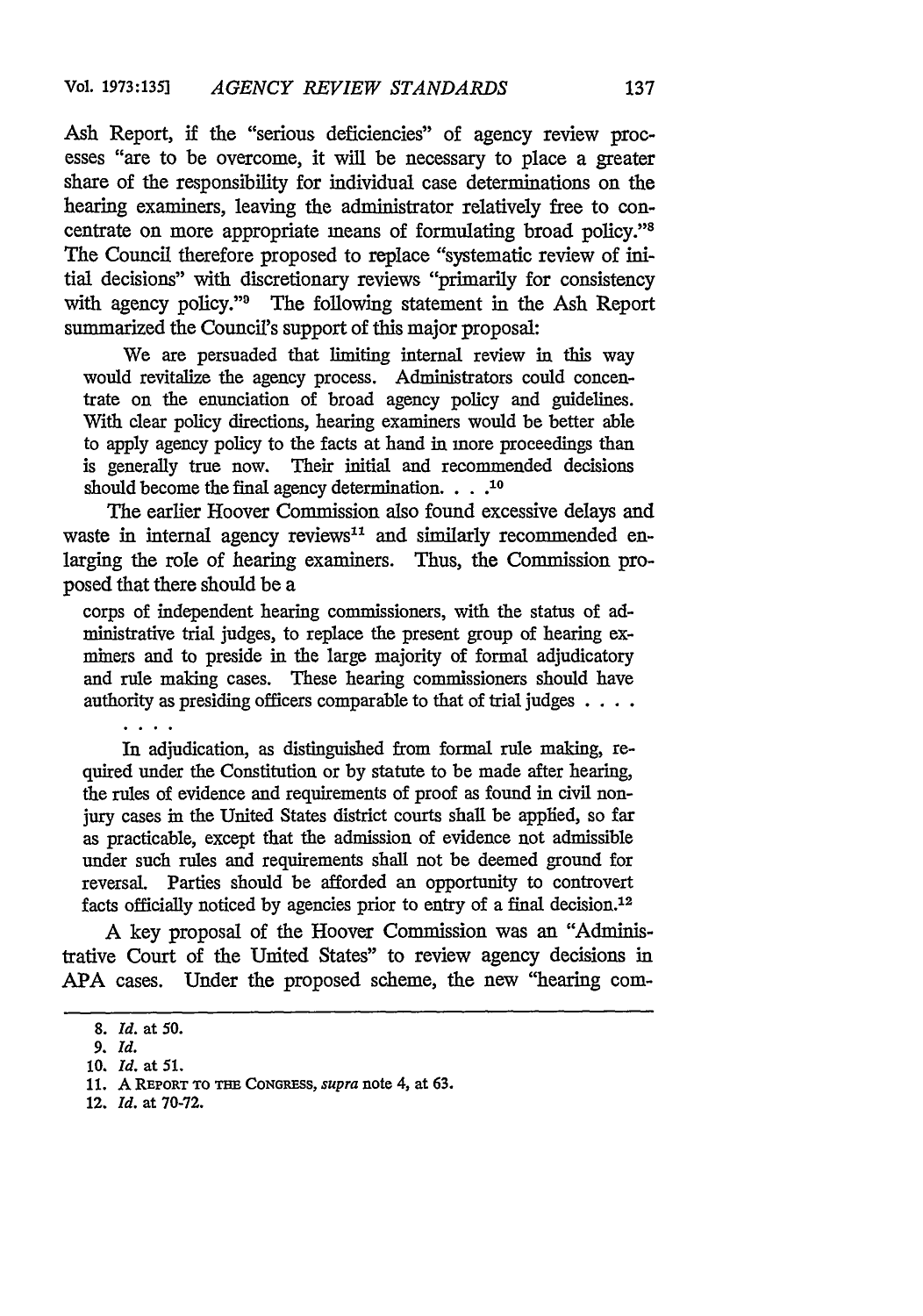Ash Report, if the "serious deficiencies" of agency review processes "are to be overcome, it will be necessary to place a greater share of the responsibility for individual case determinations on the hearing examiners, leaving the administrator relatively free to concentrate on more appropriate means of formulating broad policy."[8] The Council therefore proposed to replace "systematic review of initial decisions" with discretionary reviews "primarily for consistency with agency policy."[9] The following statement in the Ash Report summarized the Council's support of this major proposal:

> We are persuaded that limiting internal review in this way would revitalize the agency process. Administrators could concentrate on the enunciation of broad agency policy and guidelines. With clear policy directions, hearing examiners would be better able to apply agency policy to the facts at hand in more proceedings than is generally true now. Their initial and recommended decisions should become the final agency determination. . . .[10]

The earlier Hoover Commission also found excessive delays and waste in internal agency reviews[11] and similarly recommended enlarging the role of hearing examiners. Thus, the Commission proposed that there should be a

> corps of independent hearing commissioners, with the status of administrative trial judges, to replace the present group of hearing examiners and to preside in the large majority of formal adjudicatory and rule making cases. These hearing commissioners should have authority as presiding officers comparable to that of trial judges . . . .
>
> . . . .
>
> In adjudication, as distinguished from formal rule making, required under the Constitution or by statute to be made after hearing, the rules of evidence and requirements of proof as found in civil nonjury cases in the United States district courts shall be applied, so far as practicable, except that the admission of evidence not admissible under such rules and requirements shall not be deemed ground for reversal. Parties should be afforded an opportunity to controvert facts officially noticed by agencies prior to entry of a final decision.[12]

A key proposal of the Hoover Commission was an "Administrative Court of the United States" to review agency decisions in APA cases. Under the proposed scheme, the new "hearing com-

---

8. *Id.* at 50.
9. *Id.*
10. *Id.* at 51.
11. A REPORT TO THE CONGRESS, *supra* note 4, at 63.
12. *Id.* at 70-72.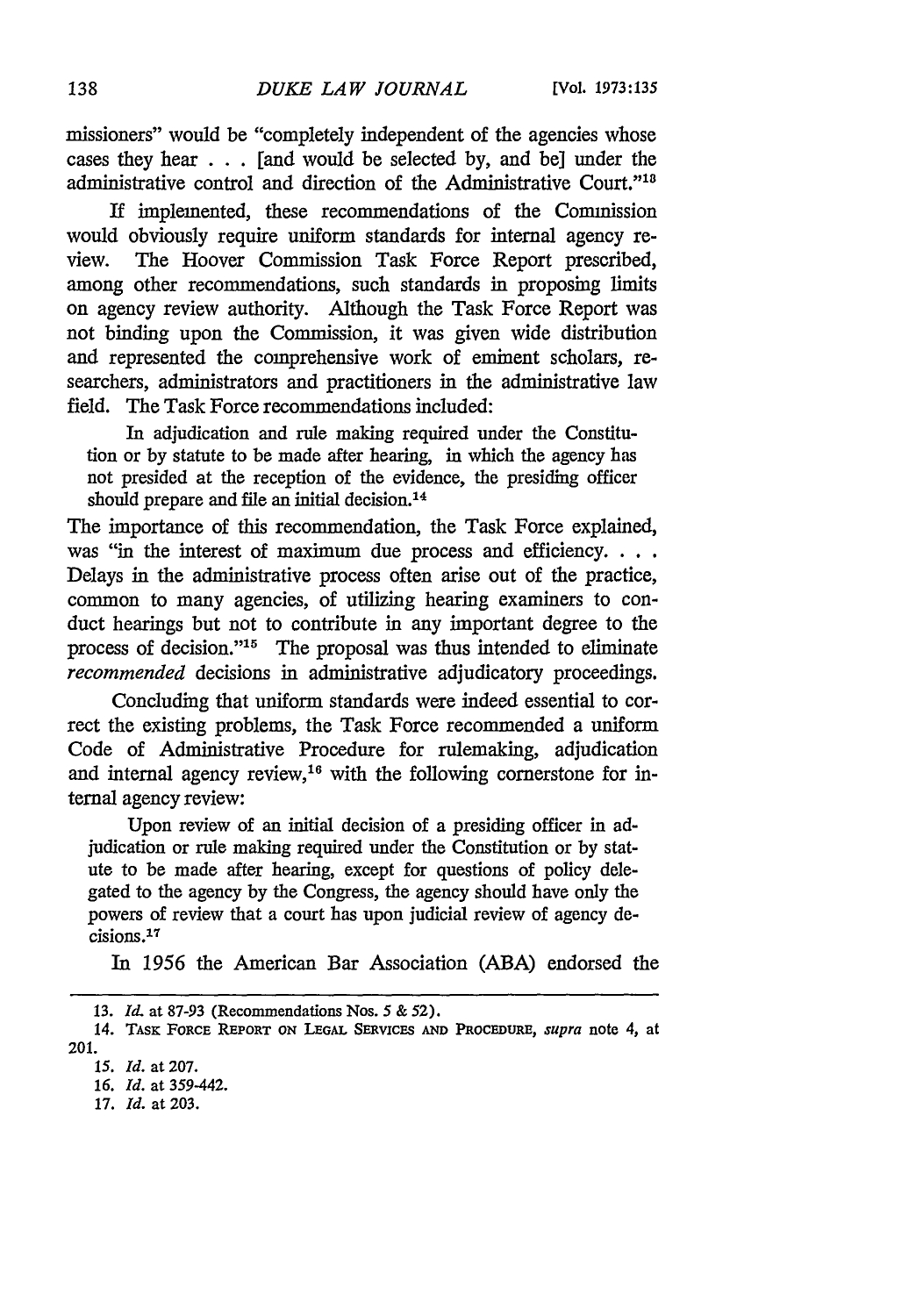missioners" would be "completely independent of the agencies whose cases they hear . . . [and would be selected by, and be] under the administrative control and direction of the Administrative Court."[13]

If implemented, these recommendations of the Commission would obviously require uniform standards for internal agency review. The Hoover Commission Task Force Report prescribed, among other recommendations, such standards in proposing limits on agency review authority. Although the Task Force Report was not binding upon the Commission, it was given wide distribution and represented the comprehensive work of eminent scholars, researchers, administrators and practitioners in the administrative law field. The Task Force recommendations included:

> In adjudication and rule making required under the Constitution or by statute to be made after hearing, in which the agency has not presided at the reception of the evidence, the presiding officer should prepare and file an initial decision.[14]

The importance of this recommendation, the Task Force explained, was "in the interest of maximum due process and efficiency. . . . Delays in the administrative process often arise out of the practice, common to many agencies, of utilizing hearing examiners to conduct hearings but not to contribute in any important degree to the process of decision."[15] The proposal was thus intended to eliminate *recommended* decisions in administrative adjudicatory proceedings.

Concluding that uniform standards were indeed essential to correct the existing problems, the Task Force recommended a uniform Code of Administrative Procedure for rulemaking, adjudication and internal agency review,[16] with the following cornerstone for internal agency review:

> Upon review of an initial decision of a presiding officer in adjudication or rule making required under the Constitution or by statute to be made after hearing, except for questions of policy delegated to the agency by the Congress, the agency should have only the powers of review that a court has upon judicial review of agency decisions.[17]

In 1956 the American Bar Association (ABA) endorsed the

---

13. *Id.* at 87-93 (Recommendations Nos. 5 & 52).

14. TASK FORCE REPORT ON LEGAL SERVICES AND PROCEDURE, *supra* note 4, at 201.

15. *Id.* at 207.

16. *Id.* at 359-442.

17. *Id.* at 203.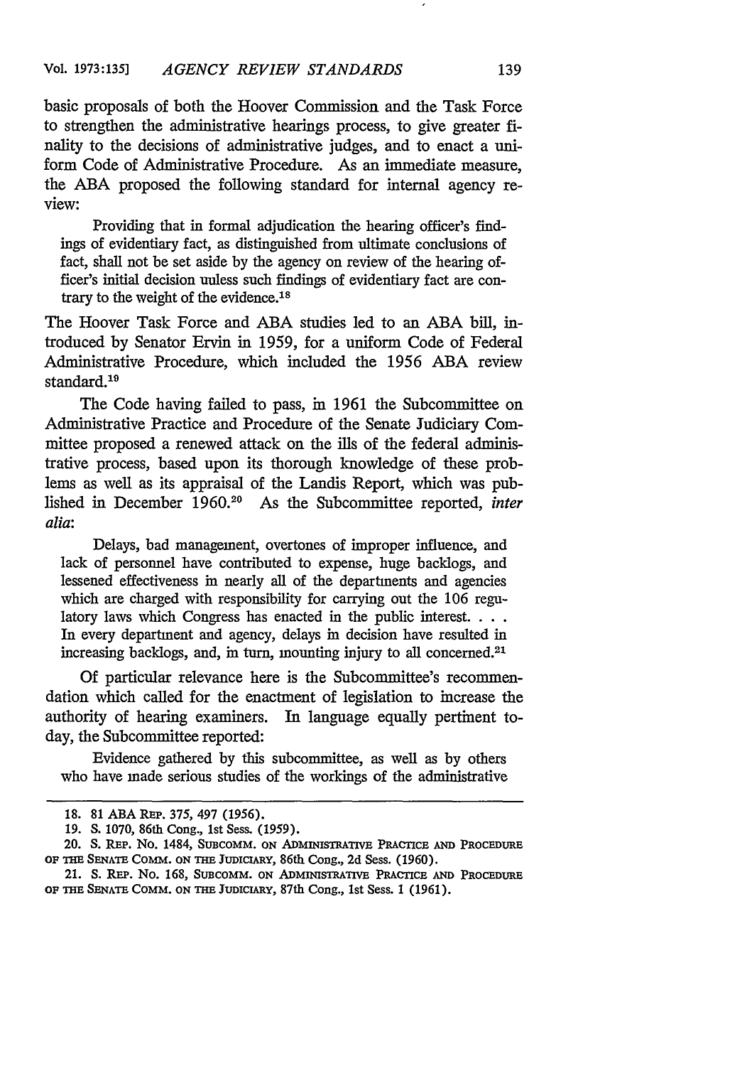basic proposals of both the Hoover Commission and the Task Force to strengthen the administrative hearings process, to give greater finality to the decisions of administrative judges, and to enact a uniform Code of Administrative Procedure. As an immediate measure, the ABA proposed the following standard for internal agency review:

> Providing that in formal adjudication the hearing officer's findings of evidentiary fact, as distinguished from ultimate conclusions of fact, shall not be set aside by the agency on review of the hearing officer's initial decision unless such findings of evidentiary fact are contrary to the weight of the evidence.[18]

The Hoover Task Force and ABA studies led to an ABA bill, introduced by Senator Ervin in 1959, for a uniform Code of Federal Administrative Procedure, which included the 1956 ABA review standard.[19]

The Code having failed to pass, in 1961 the Subcommittee on Administrative Practice and Procedure of the Senate Judiciary Committee proposed a renewed attack on the ills of the federal administrative process, based upon its thorough knowledge of these problems as well as its appraisal of the Landis Report, which was published in December 1960.[20] As the Subcommittee reported, *inter alia*:

> Delays, bad management, overtones of improper influence, and lack of personnel have contributed to expense, huge backlogs, and lessened effectiveness in nearly all of the departments and agencies which are charged with responsibility for carrying out the 106 regulatory laws which Congress has enacted in the public interest. . . . In every department and agency, delays in decision have resulted in increasing backlogs, and, in turn, mounting injury to all concerned.[21]

Of particular relevance here is the Subcommittee's recommendation which called for the enactment of legislation to increase the authority of hearing examiners. In language equally pertinent today, the Subcommittee reported:

> Evidence gathered by this subcommittee, as well as by others who have made serious studies of the workings of the administrative

18. 81 ABA REP. 375, 497 (1956).

19. S. 1070, 86th Cong., 1st Sess. (1959).

20. S. REP. NO. 1484, SUBCOMM. ON ADMINISTRATIVE PRACTICE AND PROCEDURE OF THE SENATE COMM. ON THE JUDICIARY, 86th Cong., 2d Sess. (1960).

21. S. REP. NO. 168, SUBCOMM. ON ADMINISTRATIVE PRACTICE AND PROCEDURE OF THE SENATE COMM. ON THE JUDICIARY, 87th Cong., 1st Sess. 1 (1961).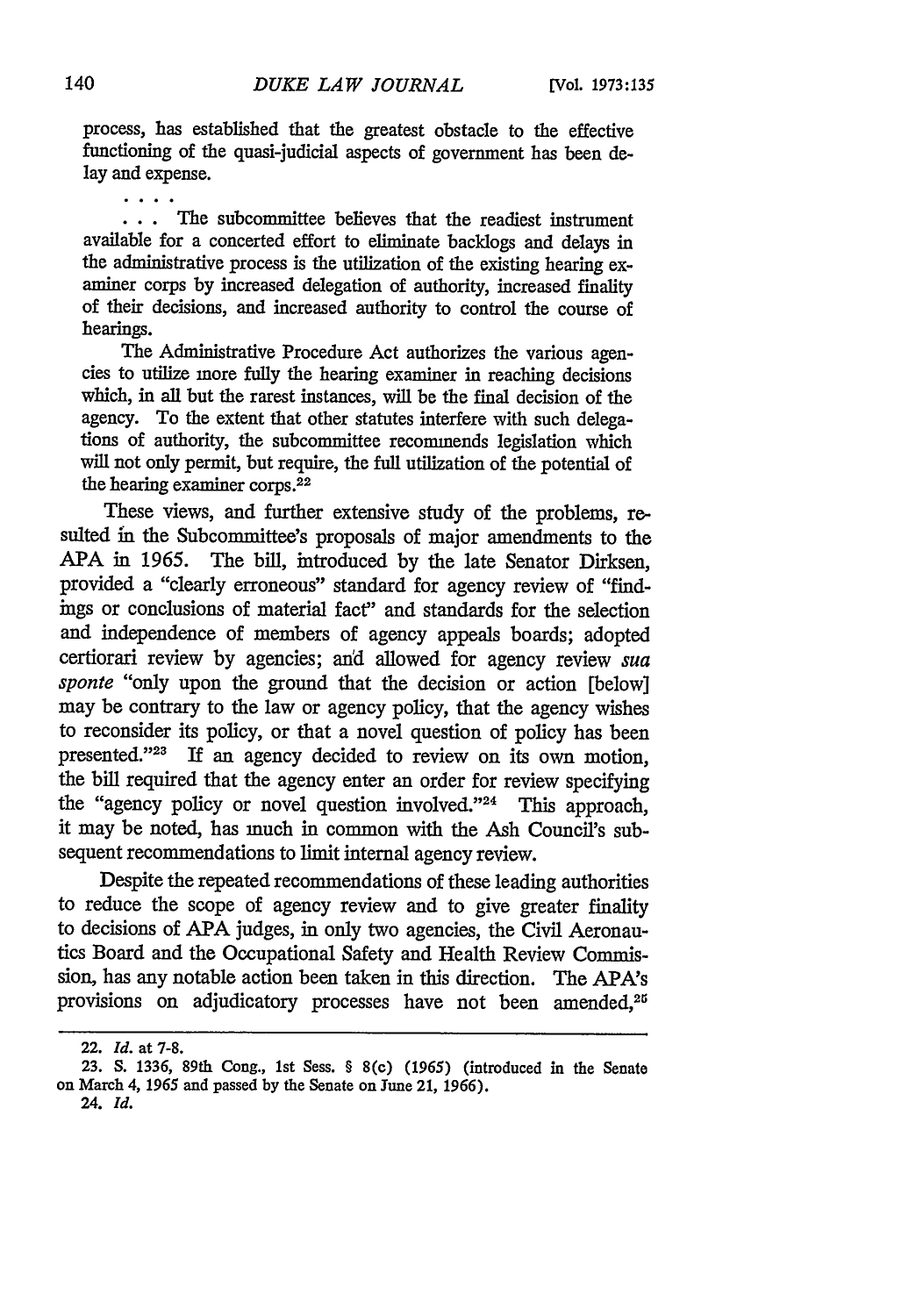process, has established that the greatest obstacle to the effective functioning of the quasi-judicial aspects of government has been delay and expense.

. . . .

. . . The subcommittee believes that the readiest instrument available for a concerted effort to eliminate backlogs and delays in the administrative process is the utilization of the existing hearing examiner corps by increased delegation of authority, increased finality of their decisions, and increased authority to control the course of hearings.

The Administrative Procedure Act authorizes the various agencies to utilize more fully the hearing examiner in reaching decisions which, in all but the rarest instances, will be the final decision of the agency. To the extent that other statutes interfere with such delegations of authority, the subcommittee recommends legislation which will not only permit, but require, the full utilization of the potential of the hearing examiner corps.[22]

These views, and further extensive study of the problems, resulted in the Subcommittee's proposals of major amendments to the APA in 1965. The bill, introduced by the late Senator Dirksen, provided a "clearly erroneous" standard for agency review of "findings or conclusions of material fact" and standards for the selection and independence of members of agency appeals boards; adopted certiorari review by agencies; and allowed for agency review *sua sponte* "only upon the ground that the decision or action [below] may be contrary to the law or agency policy, that the agency wishes to reconsider its policy, or that a novel question of policy has been presented."[23] If an agency decided to review on its own motion, the bill required that the agency enter an order for review specifying the "agency policy or novel question involved."[24] This approach, it may be noted, has much in common with the Ash Council's subsequent recommendations to limit internal agency review.

Despite the repeated recommendations of these leading authorities to reduce the scope of agency review and to give greater finality to decisions of APA judges, in only two agencies, the Civil Aeronautics Board and the Occupational Safety and Health Review Commission, has any notable action been taken in this direction. The APA's provisions on adjudicatory processes have not been amended,[25]

---

22. *Id.* at 7-8.

23. S. 1336, 89th Cong., 1st Sess. § 8(c) (1965) (introduced in the Senate on March 4, 1965 and passed by the Senate on June 21, 1966).

24. *Id.*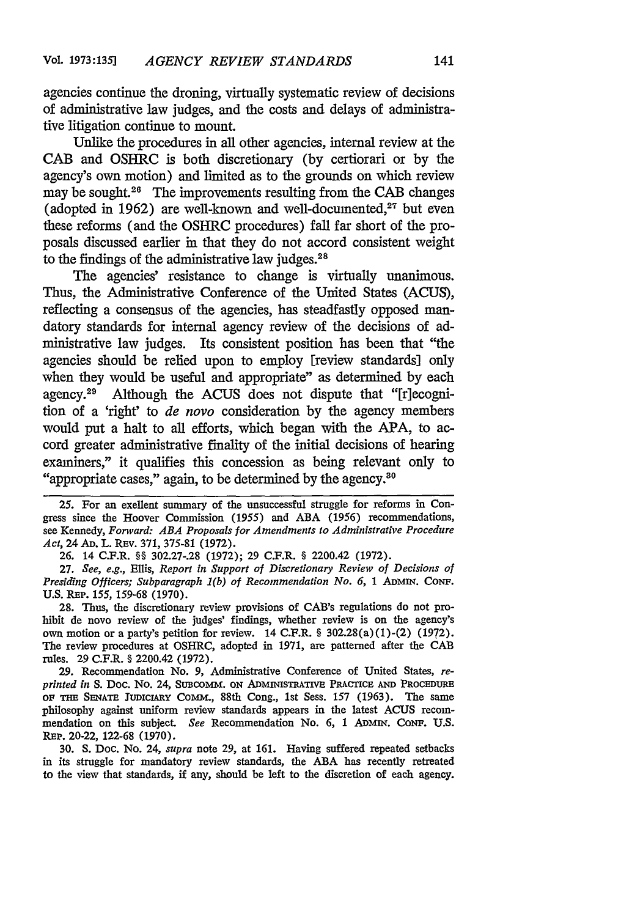agencies continue the droning, virtually systematic review of decisions of administrative law judges, and the costs and delays of administrative litigation continue to mount.

Unlike the procedures in all other agencies, internal review at the CAB and OSHRC is both discretionary (by certiorari or by the agency's own motion) and limited as to the grounds on which review may be sought.[26] The improvements resulting from the CAB changes (adopted in 1962) are well-known and well-documented,[27] but even these reforms (and the OSHRC procedures) fall far short of the proposals discussed earlier in that they do not accord consistent weight to the findings of the administrative law judges.[28]

The agencies' resistance to change is virtually unanimous. Thus, the Administrative Conference of the United States (ACUS), reflecting a consensus of the agencies, has steadfastly opposed mandatory standards for internal agency review of the decisions of administrative law judges. Its consistent position has been that "the agencies should be relied upon to employ [review standards] only when they would be useful and appropriate" as determined by each agency.[29] Although the ACUS does not dispute that "[r]ecognition of a 'right' to *de novo* consideration by the agency members would put a halt to all efforts, which began with the APA, to accord greater administrative finality of the initial decisions of hearing examiners," it qualifies this concession as being relevant only to "appropriate cases," again, to be determined by the agency.[30]

---

25. For an exellent summary of the unsuccessful struggle for reforms in Congress since the Hoover Commission (1955) and ABA (1956) recommendations, see Kennedy, *Forward: ABA Proposals for Amendments to Administrative Procedure Act*, 24 AD. L. REV. 371, 375-81 (1972).

26. 14 C.F.R. §§ 302.27-.28 (1972); 29 C.F.R. § 2200.42 (1972).

27. *See, e.g.*, Ellis, *Report in Support of Discretionary Review of Decisions of Presiding Officers; Subparagraph 1(b) of Recommendation No. 6*, 1 ADMIN. CONF. U.S. REP. 155, 159-68 (1970).

28. Thus, the discretionary review provisions of CAB's regulations do not prohibit de novo review of the judges' findings, whether review is on the agency's own motion or a party's petition for review. 14 C.F.R. § 302.28(a)(1)-(2) (1972). The review procedures at OSHRC, adopted in 1971, are patterned after the CAB rules. 29 C.F.R. § 2200.42 (1972).

29. Recommendation No. 9, Administrative Conference of United States, *reprinted in* S. DOC. NO. 24, SUBCOMM. ON ADMINISTRATIVE PRACTICE AND PROCEDURE OF THE SENATE JUDICIARY COMM., 88th Cong., 1st Sess. 157 (1963). The same philosophy against uniform review standards appears in the latest ACUS recommendation on this subject. *See* Recommendation No. 6, 1 ADMIN. CONF. U.S. REP. 20-22, 122-68 (1970).

30. S. DOC. NO. 24, *supra* note 29, at 161. Having suffered repeated setbacks in its struggle for mandatory review standards, the ABA has recently retreated to the view that standards, if any, should be left to the discretion of each agency.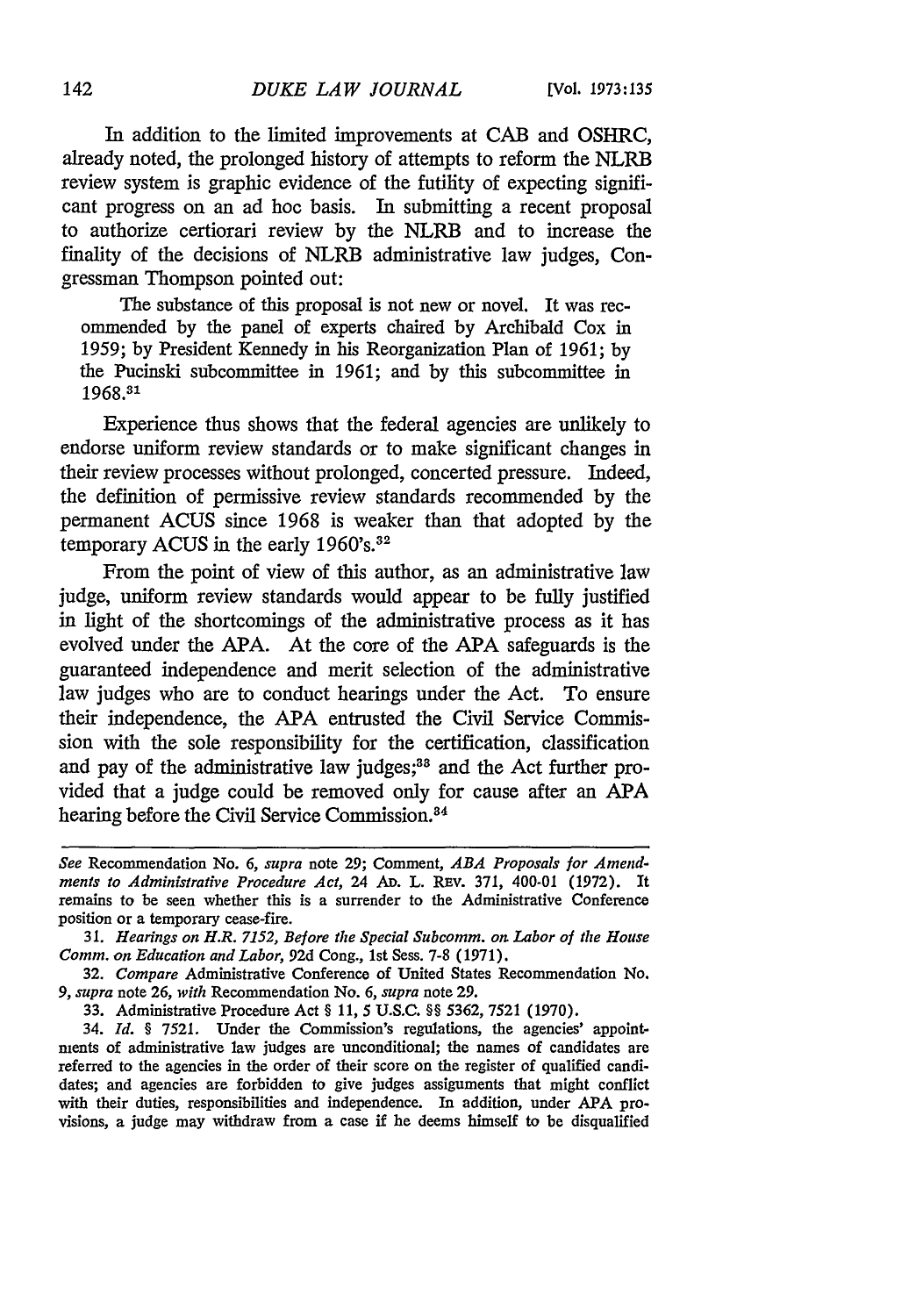In addition to the limited improvements at CAB and OSHRC, already noted, the prolonged history of attempts to reform the NLRB review system is graphic evidence of the futility of expecting significant progress on an ad hoc basis. In submitting a recent proposal to authorize certiorari review by the NLRB and to increase the finality of the decisions of NLRB administrative law judges, Congressman Thompson pointed out:

> The substance of this proposal is not new or novel. It was recommended by the panel of experts chaired by Archibald Cox in 1959; by President Kennedy in his Reorganization Plan of 1961; by the Pucinski subcommittee in 1961; and by this subcommittee in 1968.[31]

Experience thus shows that the federal agencies are unlikely to endorse uniform review standards or to make significant changes in their review processes without prolonged, concerted pressure. Indeed, the definition of permissive review standards recommended by the permanent ACUS since 1968 is weaker than that adopted by the temporary ACUS in the early 1960's.[32]

From the point of view of this author, as an administrative law judge, uniform review standards would appear to be fully justified in light of the shortcomings of the administrative process as it has evolved under the APA. At the core of the APA safeguards is the guaranteed independence and merit selection of the administrative law judges who are to conduct hearings under the Act. To ensure their independence, the APA entrusted the Civil Service Commission with the sole responsibility for the certification, classification and pay of the administrative law judges;[33] and the Act further provided that a judge could be removed only for cause after an APA hearing before the Civil Service Commission.[34]

---

*See* Recommendation No. 6, *supra* note 29; Comment, *ABA Proposals for Amendments to Administrative Procedure Act*, 24 AD. L. REV. 371, 400-01 (1972). It remains to be seen whether this is a surrender to the Administrative Conference position or a temporary cease-fire.

31. *Hearings on H.R. 7152, Before the Special Subcomm. on Labor of the House Comm. on Education and Labor*, 92d Cong., 1st Sess. 7-8 (1971).

32. *Compare* Administrative Conference of United States Recommendation No. 9, *supra* note 26, *with* Recommendation No. 6, *supra* note 29.

33. Administrative Procedure Act § 11, 5 U.S.C. §§ 5362, 7521 (1970).

34. *Id.* § 7521. Under the Commission's regulations, the agencies' appointments of administrative law judges are unconditional; the names of candidates are referred to the agencies in the order of their score on the register of qualified candidates; and agencies are forbidden to give judges assignments that might conflict with their duties, responsibilities and independence. In addition, under APA provisions, a judge may withdraw from a case if he deems himself to be disqualified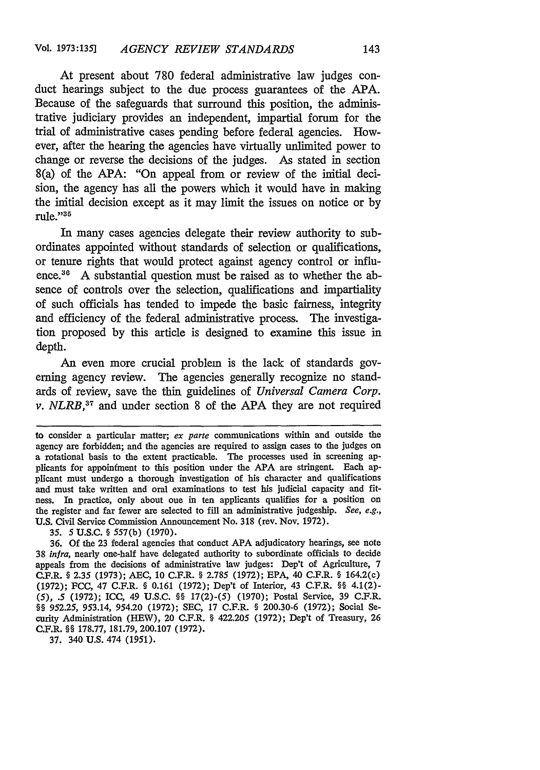At present about 780 federal administrative law judges conduct hearings subject to the due process guarantees of the APA. Because of the safeguards that surround this position, the administrative judiciary provides an independent, impartial forum for the trial of administrative cases pending before federal agencies. However, after the hearing the agencies have virtually unlimited power to change or reverse the decisions of the judges. As stated in section 8(a) of the APA: "On appeal from or review of the initial decision, the agency has all the powers which it would have in making the initial decision except as it may limit the issues on notice or by rule."[35]

In many cases agencies delegate their review authority to subordinates appointed without standards of selection or qualifications, or tenure rights that would protect against agency control or influence.[36] A substantial question must be raised as to whether the absence of controls over the selection, qualifications and impartiality of such officials has tended to impede the basic fairness, integrity and efficiency of the federal administrative process. The investigation proposed by this article is designed to examine this issue in depth.

An even more crucial problem is the lack of standards governing agency review. The agencies generally recognize no standards of review, save the thin guidelines of *Universal Camera Corp. v. NLRB*,[37] and under section 8 of the APA they are not required

---

to consider a particular matter; *ex parte* communications within and outside the agency are forbidden; and the agencies are required to assign cases to the judges on a rotational basis to the extent practicable. The processes used in screening applicants for appointment to this position under the APA are stringent. Each applicant must undergo a thorough investigation of his character and qualifications and must take written and oral examinations to test his judicial capacity and fitness. In practice, only about one in ten applicants qualifies for a position on the register and far fewer are selected to fill an administrative judgeship. *See, e.g.*, U.S. Civil Service Commission Announcement No. 318 (rev. Nov. 1972).

35. 5 U.S.C. § 557(b) (1970).

36. Of the 23 federal agencies that conduct APA adjudicatory hearings, see note 38 *infra*, nearly one-half have delegated authority to subordinate officials to decide appeals from the decisions of administrative law judges: Dep't of Agriculture, 7 C.F.R. § 2.35 (1973); AEC, 10 C.F.R. § 2.785 (1972); EPA, 40 C.F.R. § 164.2(c) (1972); FCC, 47 C.F.R. § 0.161 (1972); Dep't of Interior, 43 C.F.R. §§ 4.1(2)-(5), .5 (1972); ICC, 49 U.S.C. §§ 17(2)-(5) (1970); Postal Service, 39 C.F.R. §§ 952.25, 953.14, 954.20 (1972); SEC, 17 C.F.R. § 200.30-6 (1972); Social Security Administration (HEW), 20 C.F.R. § 422.205 (1972); Dep't of Treasury, 26 C.F.R. §§ 178.77, 181.79, 200.107 (1972).

37. 340 U.S. 474 (1951).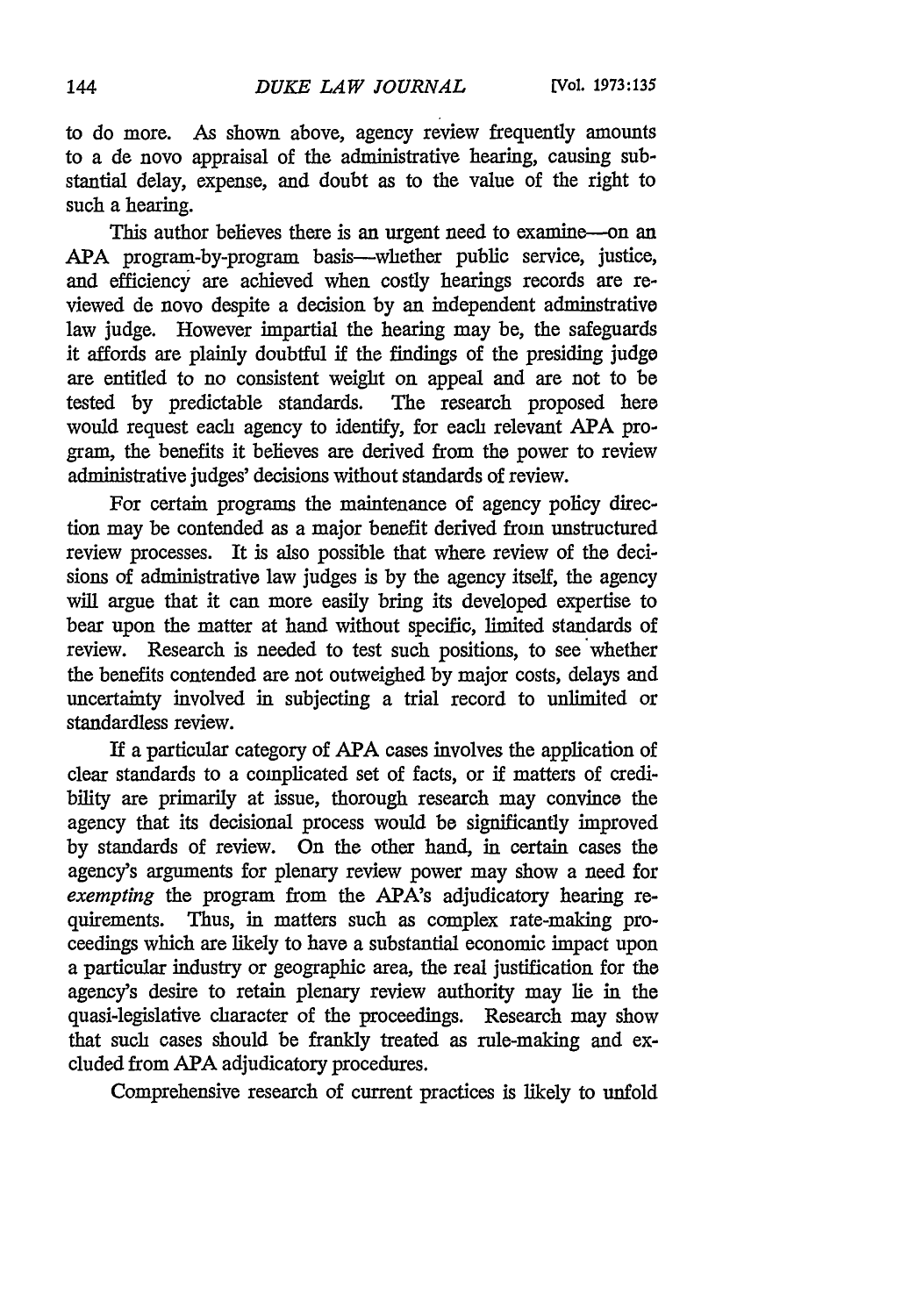to do more. As shown above, agency review frequently amounts to a de novo appraisal of the administrative hearing, causing substantial delay, expense, and doubt as to the value of the right to such a hearing.

This author believes there is an urgent need to examine—on an APA program-by-program basis—whether public service, justice, and efficiency are achieved when costly hearings records are reviewed de novo despite a decision by an independent adminstrative law judge. However impartial the hearing may be, the safeguards it affords are plainly doubtful if the findings of the presiding judge are entitled to no consistent weight on appeal and are not to be tested by predictable standards. The research proposed here would request each agency to identify, for each relevant APA program, the benefits it believes are derived from the power to review administrative judges' decisions without standards of review.

For certain programs the maintenance of agency policy direction may be contended as a major benefit derived from unstructured review processes. It is also possible that where review of the decisions of administrative law judges is by the agency itself, the agency will argue that it can more easily bring its developed expertise to bear upon the matter at hand without specific, limited standards of review. Research is needed to test such positions, to see whether the benefits contended are not outweighed by major costs, delays and uncertainty involved in subjecting a trial record to unlimited or standardless review.

If a particular category of APA cases involves the application of clear standards to a complicated set of facts, or if matters of credibility are primarily at issue, thorough research may convince the agency that its decisional process would be significantly improved by standards of review. On the other hand, in certain cases the agency's arguments for plenary review power may show a need for *exempting* the program from the APA's adjudicatory hearing requirements. Thus, in matters such as complex rate-making proceedings which are likely to have a substantial economic impact upon a particular industry or geographic area, the real justification for the agency's desire to retain plenary review authority may lie in the quasi-legislative character of the proceedings. Research may show that such cases should be frankly treated as rule-making and excluded from APA adjudicatory procedures.

Comprehensive research of current practices is likely to unfold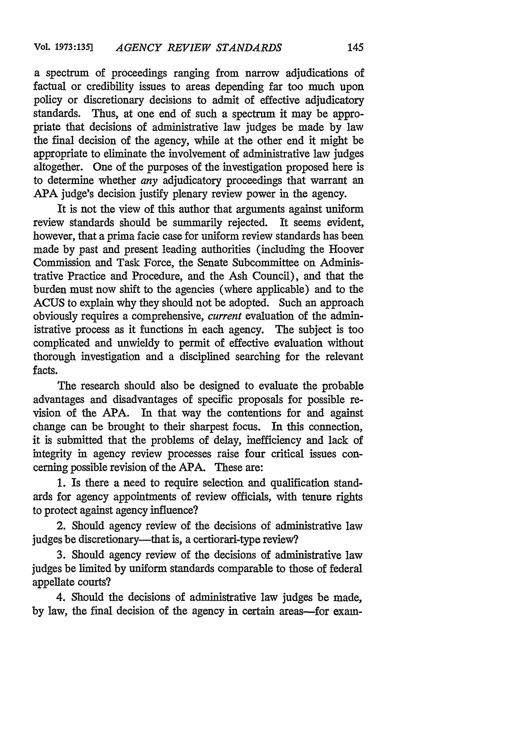a spectrum of proceedings ranging from narrow adjudications of factual or credibility issues to areas depending far too much upon policy or discretionary decisions to admit of effective adjudicatory standards. Thus, at one end of such a spectrum it may be appropriate that decisions of administrative law judges be made by law the final decision of the agency, while at the other end it might be appropriate to eliminate the involvement of administrative law judges altogether. One of the purposes of the investigation proposed here is to determine whether *any* adjudicatory proceedings that warrant an APA judge's decision justify plenary review power in the agency.

It is not the view of this author that arguments against uniform review standards should be summarily rejected. It seems evident, however, that a prima facie case for uniform review standards has been made by past and present leading authorities (including the Hoover Commission and Task Force, the Senate Subcommittee on Administrative Practice and Procedure, and the Ash Council), and that the burden must now shift to the agencies (where applicable) and to the ACUS to explain why they should not be adopted. Such an approach obviously requires a comprehensive, *current* evaluation of the administrative process as it functions in each agency. The subject is too complicated and unwieldy to permit of effective evaluation without thorough investigation and a disciplined searching for the relevant facts.

The research should also be designed to evaluate the probable advantages and disadvantages of specific proposals for possible revision of the APA. In that way the contentions for and against change can be brought to their sharpest focus. In this connection, it is submitted that the problems of delay, inefficiency and lack of integrity in agency review processes raise four critical issues concerning possible revision of the APA. These are:

1. Is there a need to require selection and qualification standards for agency appointments of review officials, with tenure rights to protect against agency influence?

2. Should agency review of the decisions of administrative law judges be discretionary—that is, a certiorari-type review?

3. Should agency review of the decisions of administrative law judges be limited by uniform standards comparable to those of federal appellate courts?

4. Should the decisions of administrative law judges be made, by law, the final decision of the agency in certain areas—for exam-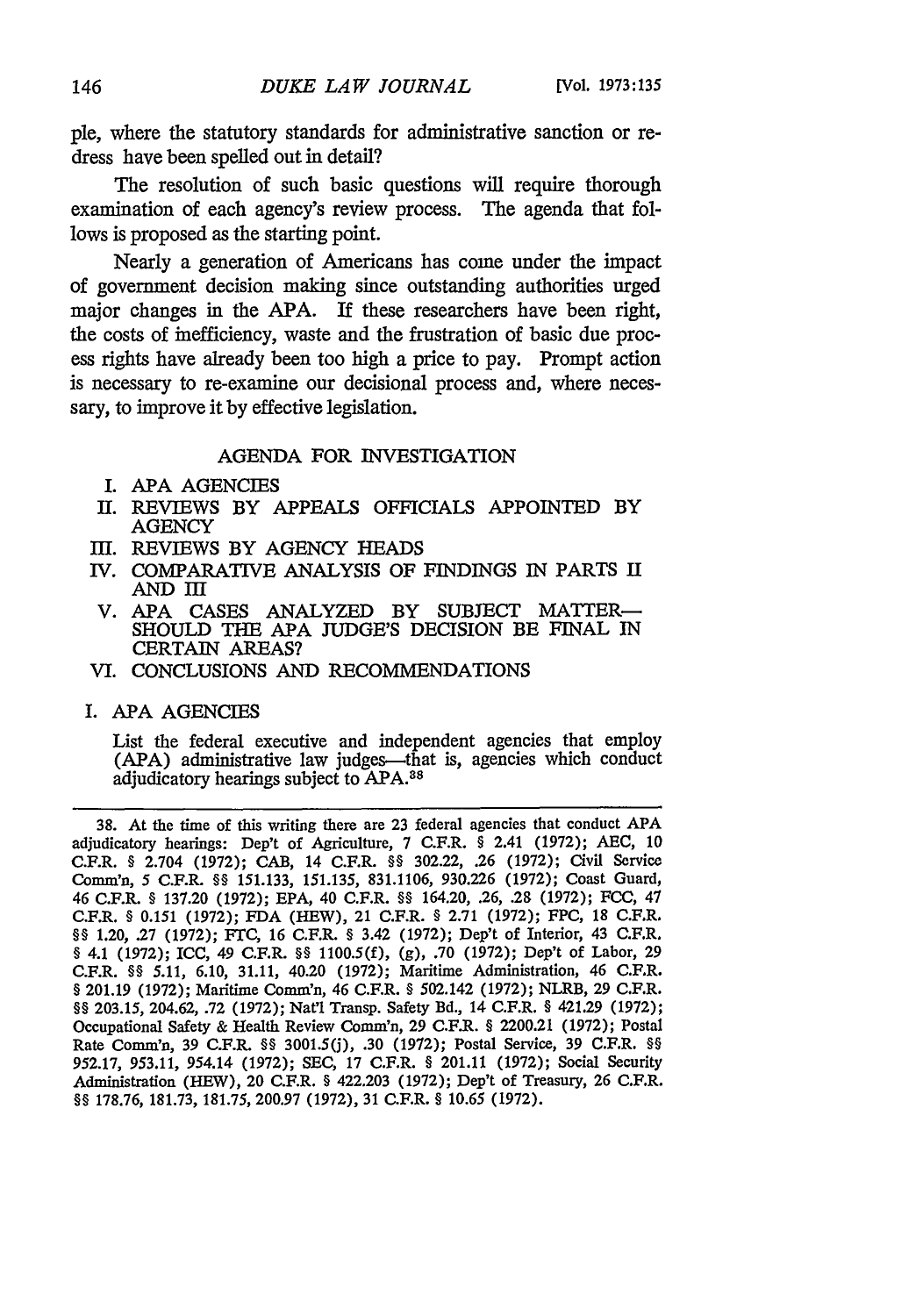ple, where the statutory standards for administrative sanction or redress have been spelled out in detail?

The resolution of such basic questions will require thorough examination of each agency's review process. The agenda that follows is proposed as the starting point.

Nearly a generation of Americans has come under the impact of government decision making since outstanding authorities urged major changes in the APA. If these researchers have been right, the costs of inefficiency, waste and the frustration of basic due process rights have already been too high a price to pay. Prompt action is necessary to re-examine our decisional process and, where necessary, to improve it by effective legislation.

## AGENDA FOR INVESTIGATION

I. APA AGENCIES
II. REVIEWS BY APPEALS OFFICIALS APPOINTED BY AGENCY
III. REVIEWS BY AGENCY HEADS
IV. COMPARATIVE ANALYSIS OF FINDINGS IN PARTS II AND III
V. APA CASES ANALYZED BY SUBJECT MATTER—SHOULD THE APA JUDGE'S DECISION BE FINAL IN CERTAIN AREAS?
VI. CONCLUSIONS AND RECOMMENDATIONS

### I. APA AGENCIES

List the federal executive and independent agencies that employ (APA) administrative law judges—that is, agencies which conduct adjudicatory hearings subject to APA.[38]

---

38. At the time of this writing there are 23 federal agencies that conduct APA adjudicatory hearings: Dep't of Agriculture, 7 C.F.R. § 2.41 (1972); AEC, 10 C.F.R. § 2.704 (1972); CAB, 14 C.F.R. §§ 302.22, .26 (1972); Civil Service Comm'n, 5 C.F.R. §§ 151.133, 151.135, 831.1106, 930.226 (1972); Coast Guard, 46 C.F.R. § 137.20 (1972); EPA, 40 C.F.R. §§ 164.20, .26, .28 (1972); FCC, 47 C.F.R. § 0.151 (1972); FDA (HEW), 21 C.F.R. § 2.71 (1972); FPC, 18 C.F.R. §§ 1.20, .27 (1972); FTC, 16 C.F.R. § 3.42 (1972); Dep't of Interior, 43 C.F.R. § 4.1 (1972); ICC, 49 C.F.R. §§ 1100.5(f), (g), .70 (1972); Dep't of Labor, 29 C.F.R. §§ 5.11, 6.10, 31.11, 40.20 (1972); Maritime Administration, 46 C.F.R. § 201.19 (1972); Maritime Comm'n, 46 C.F.R. § 502.142 (1972); NLRB, 29 C.F.R. §§ 203.15, 204.62, .72 (1972); Nat'l Transp. Safety Bd., 14 C.F.R. § 421.29 (1972); Occupational Safety & Health Review Comm'n, 29 C.F.R. § 2200.21 (1972); Postal Rate Comm'n, 39 C.F.R. §§ 3001.5(j), .30 (1972); Postal Service, 39 C.F.R. §§ 952.17, 953.11, 954.14 (1972); SEC, 17 C.F.R. § 201.11 (1972); Social Security Administration (HEW), 20 C.F.R. § 422.203 (1972); Dep't of Treasury, 26 C.F.R. §§ 178.76, 181.73, 181.75, 200.97 (1972), 31 C.F.R. § 10.65 (1972).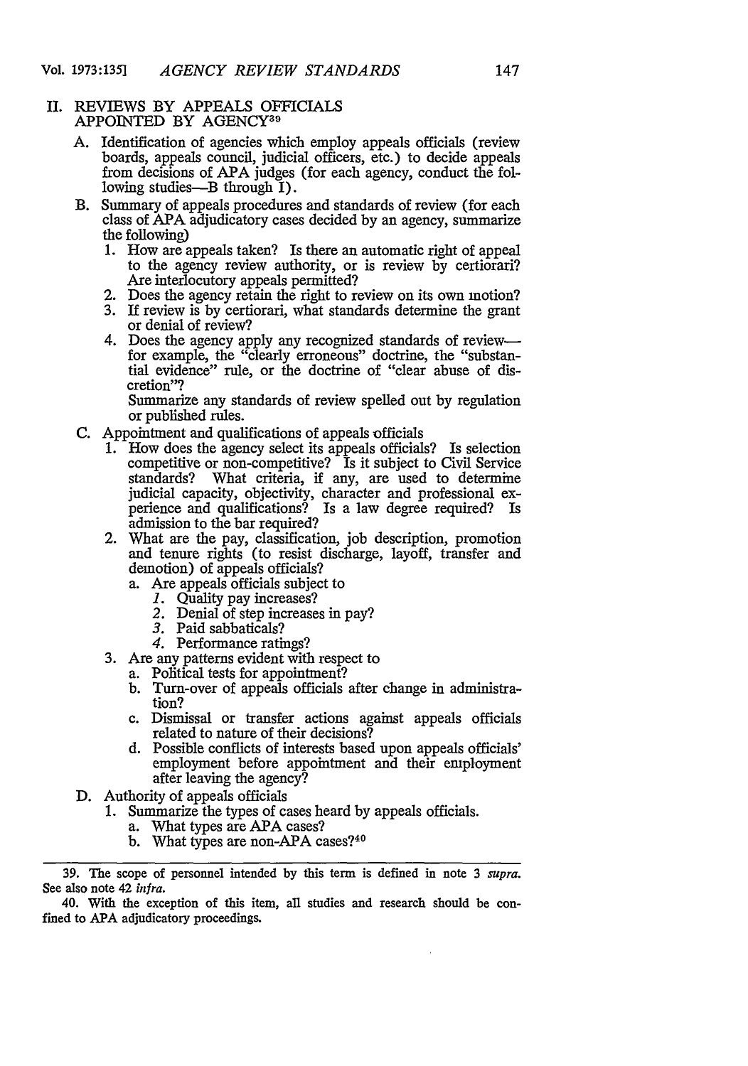## II. REVIEWS BY APPEALS OFFICIALS APPOINTED BY AGENCY[39]

A. Identification of agencies which employ appeals officials (review boards, appeals council, judicial officers, etc.) to decide appeals from decisions of APA judges (for each agency, conduct the following studies—B through I).

B. Summary of appeals procedures and standards of review (for each class of APA adjudicatory cases decided by an agency, summarize the following)
   1. How are appeals taken? Is there an automatic right of appeal to the agency review authority, or is review by certiorari? Are interlocutory appeals permitted?
   2. Does the agency retain the right to review on its own motion?
   3. If review is by certiorari, what standards determine the grant or denial of review?
   4. Does the agency apply any recognized standards of review—for example, the "clearly erroneous" doctrine, the "substantial evidence" rule, or the doctrine of "clear abuse of discretion"?

      Summarize any standards of review spelled out by regulation or published rules.

C. Appointment and qualifications of appeals officials
   1. How does the agency select its appeals officials? Is selection competitive or non-competitive? Is it subject to Civil Service standards? What criteria, if any, are used to determine judicial capacity, objectivity, character and professional experience and qualifications? Is a law degree required? Is admission to the bar required?
   2. What are the pay, classification, job description, promotion and tenure rights (to resist discharge, layoff, transfer and demotion) of appeals officials?
      a. Are appeals officials subject to
         *1.* Quality pay increases?
         *2.* Denial of step increases in pay?
         *3.* Paid sabbaticals?
         *4.* Performance ratings?
   3. Are any patterns evident with respect to
      a. Political tests for appointment?
      b. Turn-over of appeals officials after change in administration?
      c. Dismissal or transfer actions against appeals officials related to nature of their decisions?
      d. Possible conflicts of interests based upon appeals officials' employment before appointment and their employment after leaving the agency?

D. Authority of appeals officials
   1. Summarize the types of cases heard by appeals officials.
      a. What types are APA cases?
      b. What types are non-APA cases?[40]

---

39. The scope of personnel intended by this term is defined in note 3 *supra*. See also note 42 *infra*.

40. With the exception of this item, all studies and research should be confined to APA adjudicatory proceedings.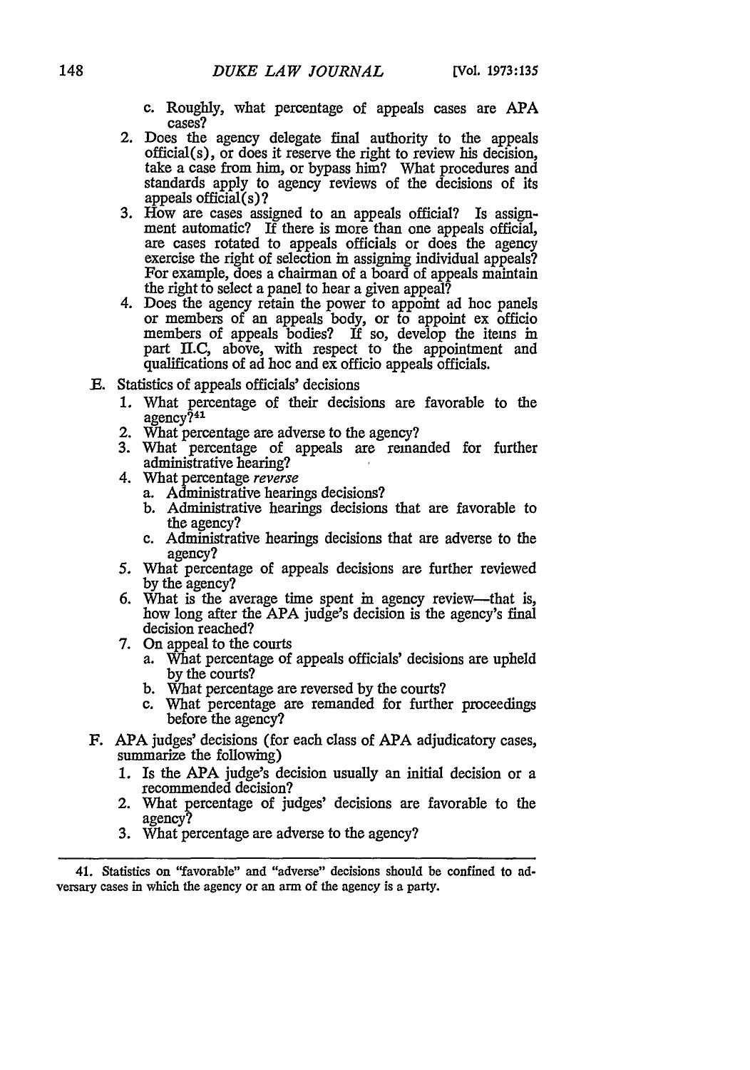c. Roughly, what percentage of appeals cases are APA cases?

2. Does the agency delegate final authority to the appeals official(s), or does it reserve the right to review his decision, take a case from him, or bypass him? What procedures and standards apply to agency reviews of the decisions of its appeals official(s)?
3. How are cases assigned to an appeals official? Is assignment automatic? If there is more than one appeals official, are cases rotated to appeals officials or does the agency exercise the right of selection in assigning individual appeals? For example, does a chairman of a board of appeals maintain the right to select a panel to hear a given appeal?
4. Does the agency retain the power to appoint ad hoc panels or members of an appeals body, or to appoint ex officio members of appeals bodies? If so, develop the items in part II.C, above, with respect to the appointment and qualifications of ad hoc and ex officio appeals officials.

E. Statistics of appeals officials' decisions

1. What percentage of their decisions are favorable to the agency?[41]
2. What percentage are adverse to the agency?
3. What percentage of appeals are remanded for further administrative hearing?
4. What percentage *reverse*
   a. Administrative hearings decisions?
   b. Administrative hearings decisions that are favorable to the agency?
   c. Administrative hearings decisions that are adverse to the agency?
5. What percentage of appeals decisions are further reviewed by the agency?
6. What is the average time spent in agency review—that is, how long after the APA judge's decision is the agency's final decision reached?
7. On appeal to the courts
   a. What percentage of appeals officials' decisions are upheld by the courts?
   b. What percentage are reversed by the courts?
   c. What percentage are remanded for further proceedings before the agency?

F. APA judges' decisions (for each class of APA adjudicatory cases, summarize the following)

1. Is the APA judge's decision usually an initial decision or a recommended decision?
2. What percentage of judges' decisions are favorable to the agency?
3. What percentage are adverse to the agency?

---

41. Statistics on "favorable" and "adverse" decisions should be confined to adversary cases in which the agency or an arm of the agency is a party.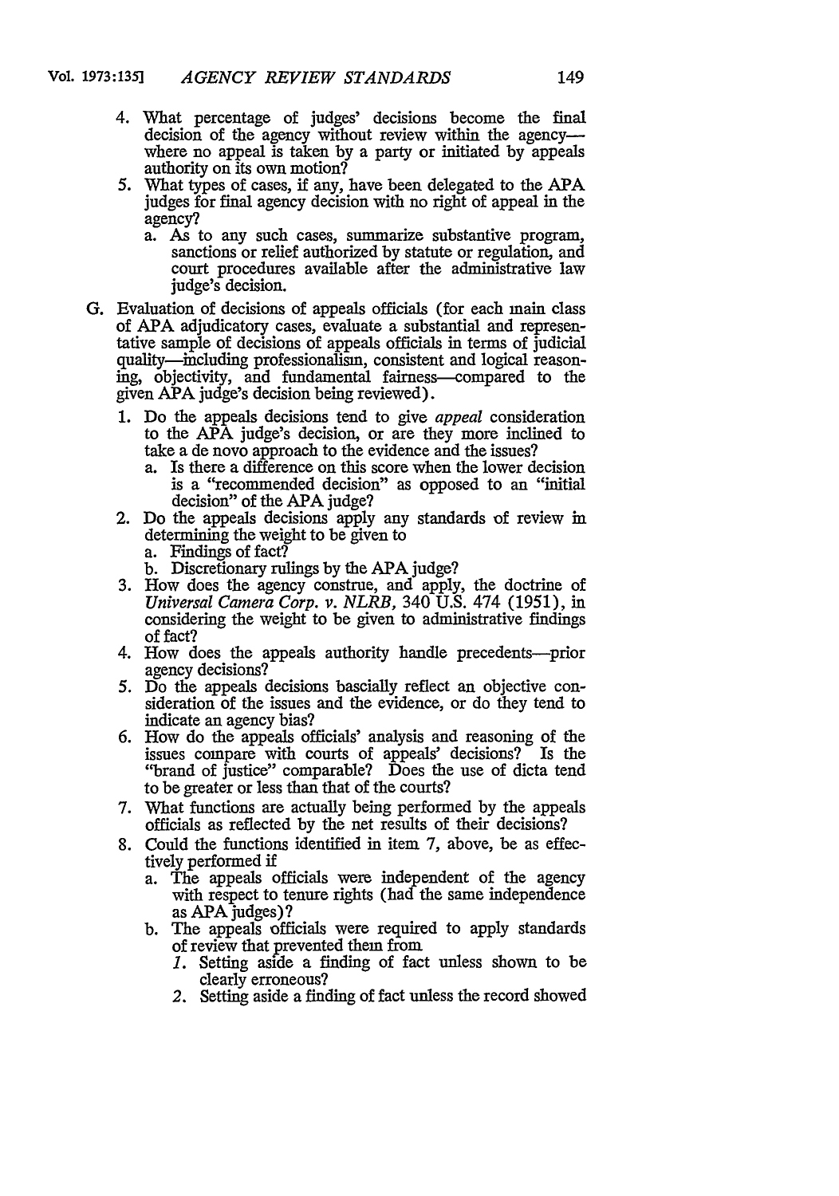4. What percentage of judges' decisions become the final decision of the agency without review within the agency—where no appeal is taken by a party or initiated by appeals authority on its own motion?
5. What types of cases, if any, have been delegated to the APA judges for final agency decision with no right of appeal in the agency?
   a. As to any such cases, summarize substantive program, sanctions or relief authorized by statute or regulation, and court procedures available after the administrative law judge's decision.

G. Evaluation of decisions of appeals officials (for each main class of APA adjudicatory cases, evaluate a substantial and representative sample of decisions of appeals officials in terms of judicial quality—including professionalism, consistent and logical reasoning, objectivity, and fundamental fairness—compared to the given APA judge's decision being reviewed).

1. Do the appeals decisions tend to give *appeal* consideration to the APA judge's decision, or are they more inclined to take a de novo approach to the evidence and the issues?
   a. Is there a difference on this score when the lower decision is a "recommended decision" as opposed to an "initial decision" of the APA judge?
2. Do the appeals decisions apply any standards of review in determining the weight to be given to
   a. Findings of fact?
   b. Discretionary rulings by the APA judge?
3. How does the agency construe, and apply, the doctrine of *Universal Camera Corp. v. NLRB,* 340 U.S. 474 (1951), in considering the weight to be given to administrative findings of fact?
4. How does the appeals authority handle precedents—prior agency decisions?
5. Do the appeals decisions bascially reflect an objective consideration of the issues and the evidence, or do they tend to indicate an agency bias?
6. How do the appeals officials' analysis and reasoning of the issues compare with courts of appeals' decisions? Is the "brand of justice" comparable? Does the use of dicta tend to be greater or less than that of the courts?
7. What functions are actually being performed by the appeals officials as reflected by the net results of their decisions?
8. Could the functions identified in item 7, above, be as effectively performed if
   a. The appeals officials were independent of the agency with respect to tenure rights (had the same independence as APA judges)?
   b. The appeals officials were required to apply standards of review that prevented them from
      *1.* Setting aside a finding of fact unless shown to be clearly erroneous?
      *2.* Setting aside a finding of fact unless the record showed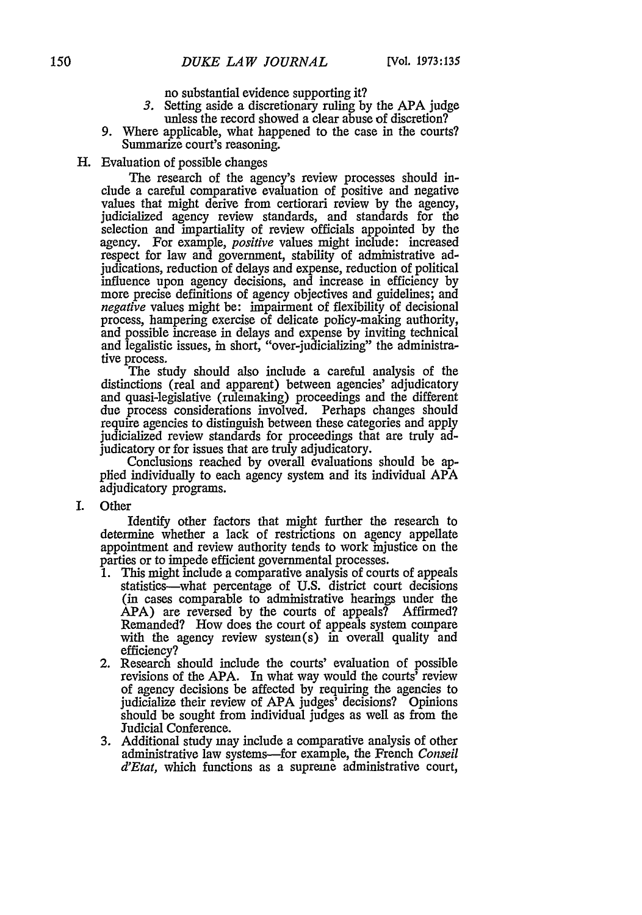no substantial evidence supporting it?

3. Setting aside a discretionary ruling by the APA judge unless the record showed a clear abuse of discretion?

9. Where applicable, what happened to the case in the courts? Summarize court's reasoning.

H. Evaluation of possible changes

The research of the agency's review processes should include a careful comparative evaluation of positive and negative values that might derive from certiorari review by the agency, judicialized agency review standards, and standards for the selection and impartiality of review officials appointed by the agency. For example, *positive* values might include: increased respect for law and government, stability of administrative adjudications, reduction of delays and expense, reduction of political influence upon agency decisions, and increase in efficiency by more precise definitions of agency objectives and guidelines; and *negative* values might be: impairment of flexibility of decisional process, hampering exercise of delicate policy-making authority, and possible increase in delays and expense by inviting technical and legalistic issues, in short, "over-judicializing" the administrative process.

The study should also include a careful analysis of the distinctions (real and apparent) between agencies' adjudicatory and quasi-legislative (rulemaking) proceedings and the different due process considerations involved. Perhaps changes should require agencies to distinguish between these categories and apply judicialized review standards for proceedings that are truly adjudicatory or for issues that are truly adjudicatory.

Conclusions reached by overall evaluations should be applied individually to each agency system and its individual APA adjudicatory programs.

I. Other

Identify other factors that might further the research to determine whether a lack of restrictions on agency appellate appointment and review authority tends to work injustice on the parties or to impede efficient governmental processes.

1. This might include a comparative analysis of courts of appeals statistics—what percentage of U.S. district court decisions (in cases comparable to administrative hearings under the APA) are reversed by the courts of appeals? Affirmed? Remanded? How does the court of appeals system compare with the agency review system(s) in overall quality and efficiency?
2. Research should include the courts' evaluation of possible revisions of the APA. In what way would the courts' review of agency decisions be affected by requiring the agencies to judicialize their review of APA judges' decisions? Opinions should be sought from individual judges as well as from the Judicial Conference.
3. Additional study may include a comparative analysis of other administrative law systems—for example, the French *Conseil d'Etat*, which functions as a supreme administrative court,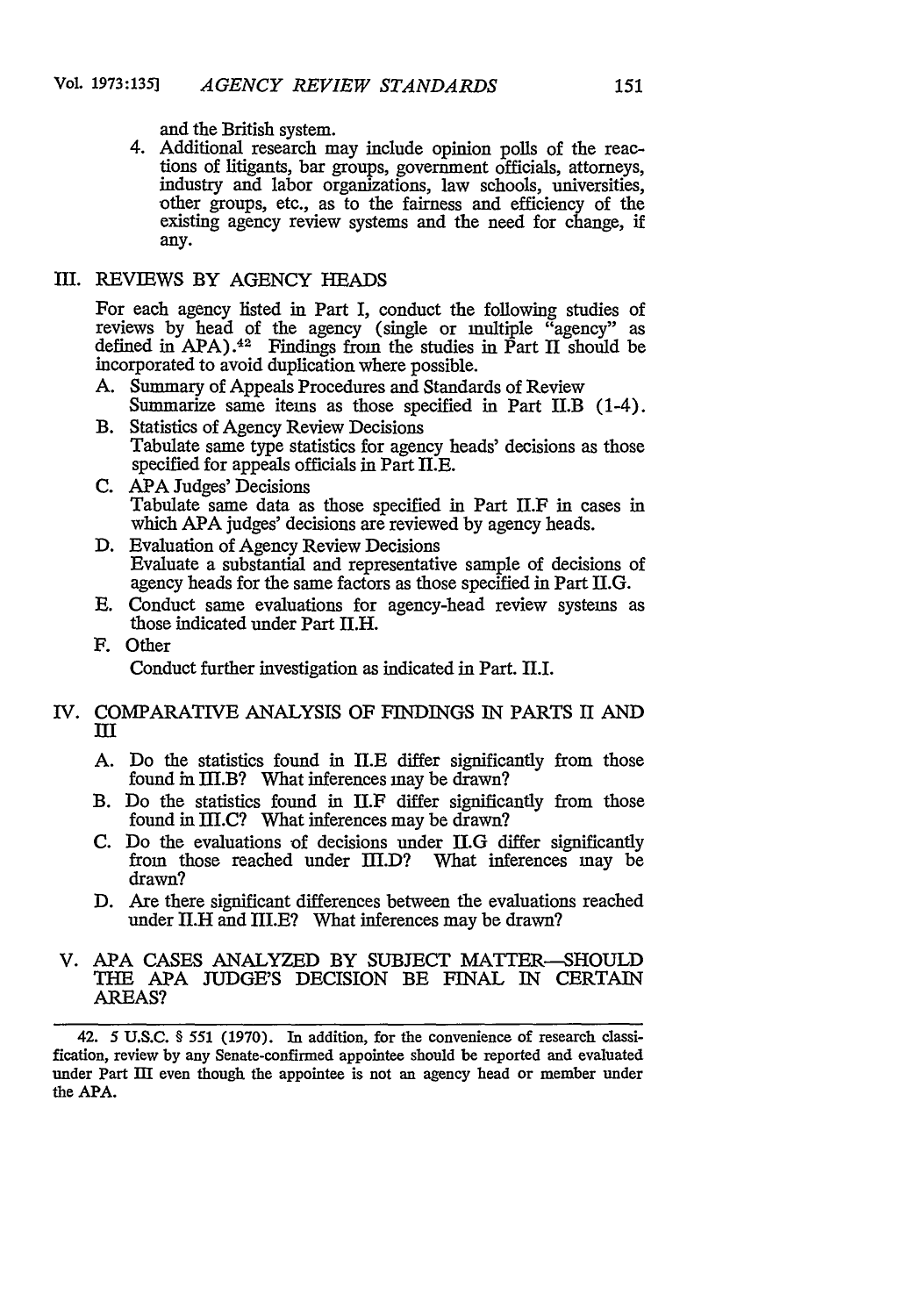and the British system.

4. Additional research may include opinion polls of the reactions of litigants, bar groups, government officials, attorneys, industry and labor organizations, law schools, universities, other groups, etc., as to the fairness and efficiency of the existing agency review systems and the need for change, if any.

## III. REVIEWS BY AGENCY HEADS

For each agency listed in Part I, conduct the following studies of reviews by head of the agency (single or multiple "agency" as defined in APA).[42] Findings from the studies in Part II should be incorporated to avoid duplication where possible.

A. Summary of Appeals Procedures and Standards of Review
Summarize same items as those specified in Part II.B (1-4).

B. Statistics of Agency Review Decisions
Tabulate same type statistics for agency heads' decisions as those specified for appeals officials in Part II.E.

C. APA Judges' Decisions
Tabulate same data as those specified in Part II.F in cases in which APA judges' decisions are reviewed by agency heads.

D. Evaluation of Agency Review Decisions
Evaluate a substantial and representative sample of decisions of agency heads for the same factors as those specified in Part II.G.

E. Conduct same evaluations for agency-head review systems as those indicated under Part II.H.

F. Other
Conduct further investigation as indicated in Part. II.I.

## IV. COMPARATIVE ANALYSIS OF FINDINGS IN PARTS II AND III

A. Do the statistics found in II.E differ significantly from those found in III.B? What inferences may be drawn?

B. Do the statistics found in II.F differ significantly from those found in III.C? What inferences may be drawn?

C. Do the evaluations of decisions under II.G differ significantly from those reached under III.D? What inferences may be drawn?

D. Are there significant differences between the evaluations reached under II.H and III.E? What inferences may be drawn?

## V. APA CASES ANALYZED BY SUBJECT MATTER—SHOULD THE APA JUDGE'S DECISION BE FINAL IN CERTAIN AREAS?

---

42. 5 U.S.C. § 551 (1970). In addition, for the convenience of research classification, review by any Senate-confirmed appointee should be reported and evaluated under Part III even though the appointee is not an agency head or member under the APA.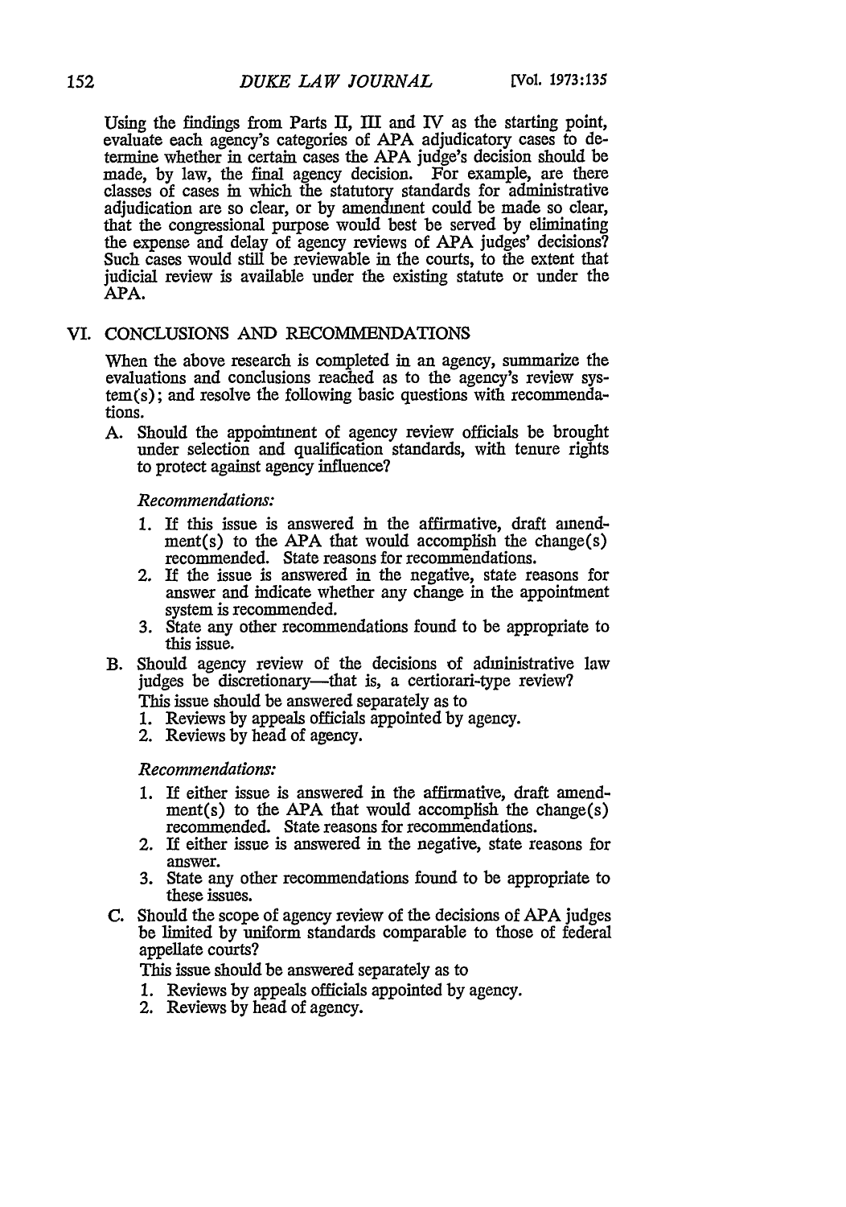Using the findings from Parts II, III and IV as the starting point, evaluate each agency's categories of APA adjudicatory cases to determine whether in certain cases the APA judge's decision should be made, by law, the final agency decision. For example, are there classes of cases in which the statutory standards for administrative adjudication are so clear, or by amendment could be made so clear, that the congressional purpose would best be served by eliminating the expense and delay of agency reviews of APA judges' decisions? Such cases would still be reviewable in the courts, to the extent that judicial review is available under the existing statute or under the APA.

## VI. CONCLUSIONS AND RECOMMENDATIONS

When the above research is completed in an agency, summarize the evaluations and conclusions reached as to the agency's review system(s); and resolve the following basic questions with recommendations.

A. Should the appointment of agency review officials be brought under selection and qualification standards, with tenure rights to protect against agency influence?

*Recommendations:*

1. If this issue is answered in the affirmative, draft amendment(s) to the APA that would accomplish the change(s) recommended. State reasons for recommendations.
2. If the issue is answered in the negative, state reasons for answer and indicate whether any change in the appointment system is recommended.
3. State any other recommendations found to be appropriate to this issue.

B. Should agency review of the decisions of administrative law judges be discretionary—that is, a certiorari-type review?

This issue should be answered separately as to

1. Reviews by appeals officials appointed by agency.
2. Reviews by head of agency.

*Recommendations:*

1. If either issue is answered in the affirmative, draft amendment(s) to the APA that would accomplish the change(s) recommended. State reasons for recommendations.
2. If either issue is answered in the negative, state reasons for answer.
3. State any other recommendations found to be appropriate to these issues.

C. Should the scope of agency review of the decisions of APA judges be limited by uniform standards comparable to those of federal appellate courts?

This issue should be answered separately as to

1. Reviews by appeals officials appointed by agency.
2. Reviews by head of agency.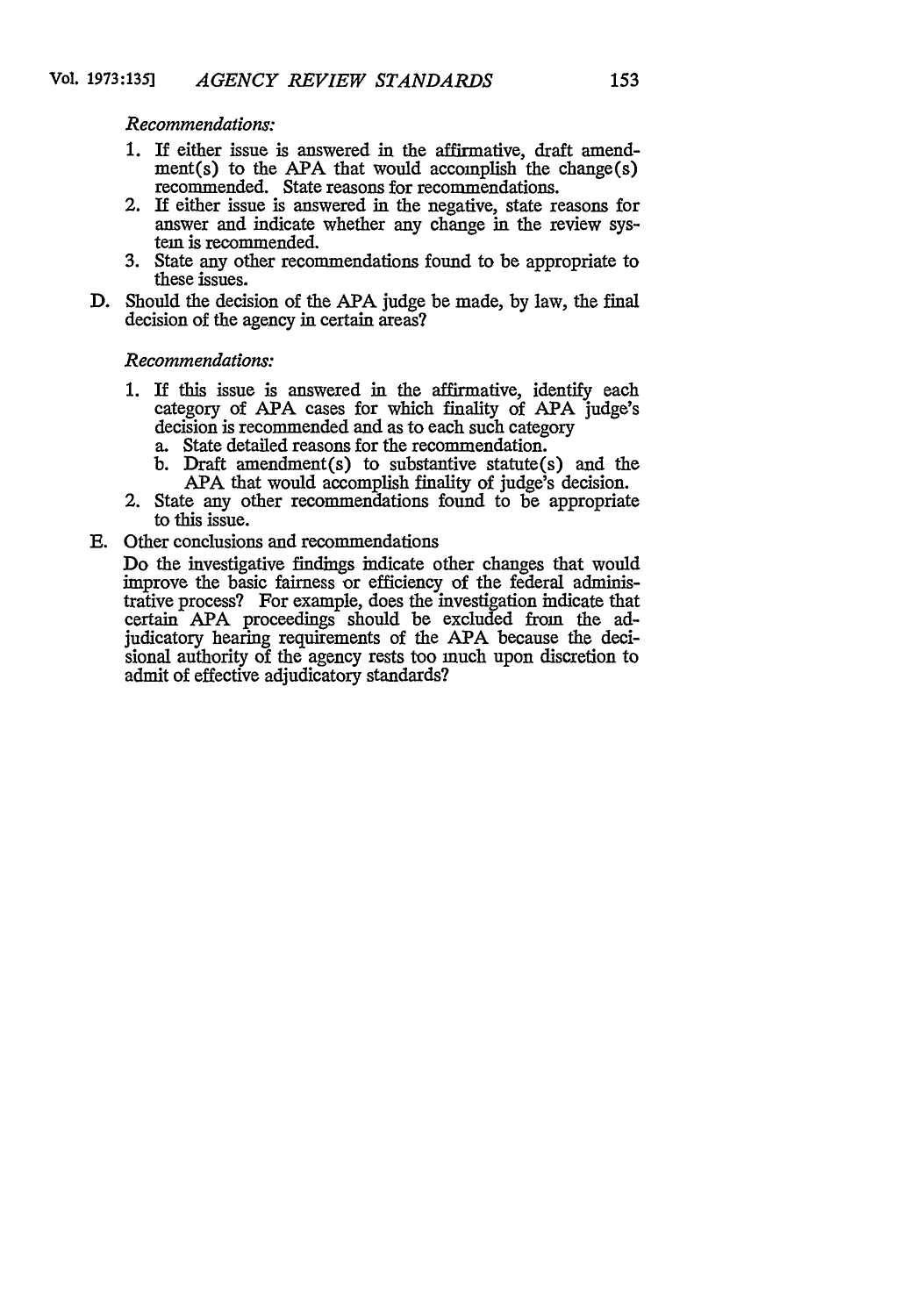*Recommendations:*

1. If either issue is answered in the affirmative, draft amendment(s) to the APA that would accomplish the change(s) recommended. State reasons for recommendations.
2. If either issue is answered in the negative, state reasons for answer and indicate whether any change in the review system is recommended.
3. State any other recommendations found to be appropriate to these issues.

D. Should the decision of the APA judge be made, by law, the final decision of the agency in certain areas?

*Recommendations:*

1. If this issue is answered in the affirmative, identify each category of APA cases for which finality of APA judge's decision is recommended and as to each such category
   a. State detailed reasons for the recommendation.
   b. Draft amendment(s) to substantive statute(s) and the APA that would accomplish finality of judge's decision.
2. State any other recommendations found to be appropriate to this issue.

E. Other conclusions and recommendations

Do the investigative findings indicate other changes that would improve the basic fairness or efficiency of the federal administrative process? For example, does the investigation indicate that certain APA proceedings should be excluded from the adjudicatory hearing requirements of the APA because the decisional authority of the agency rests too much upon discretion to admit of effective adjudicatory standards?